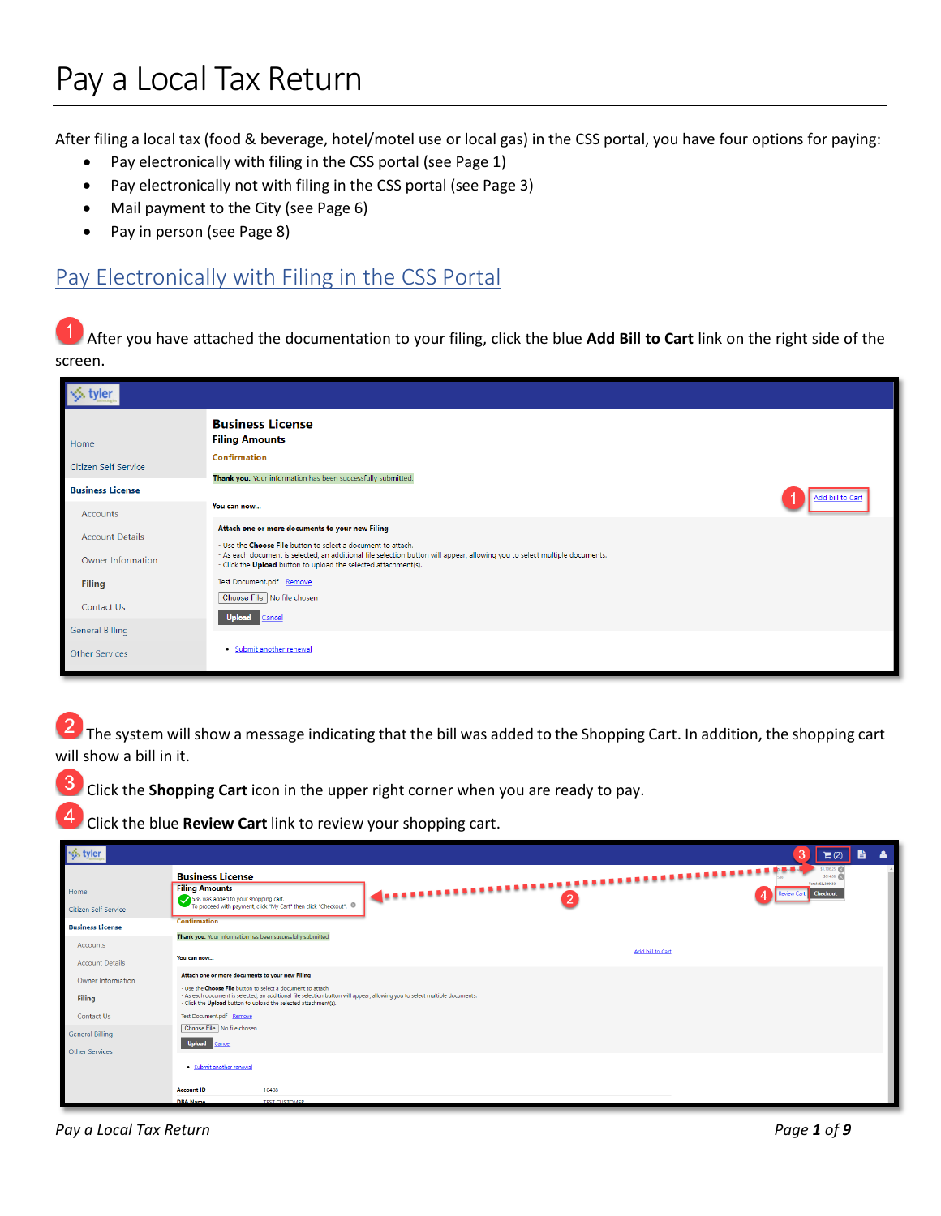# Pay a Local Tax Return

After filing a local tax (food & beverage, hotel/motel use or local gas) in the CSS portal, you have four options for paying:

- Pay electronically with filing in the CSS portal (see Page 1)
- Pay electronically not with filing in the CSS portal (see Page 3)
- Mail payment to the City (see Page 6)
- Pay in person (see Page 8)

## Pay Electronically with Filing in the CSS Portal

1. After you have attached the documentation to your filing, click the blue **Add Bill to Cart** link on the right side of the screen.

2. The system will show a message indicating that the bill was added to the Shopping Cart. In addition, the shopping cart will show a bill in it.

3. Click the **Shopping Cart** icon in the upper right corner when you are ready to pay.

4. Click the blue **Review Cart** link to review your shopping cart.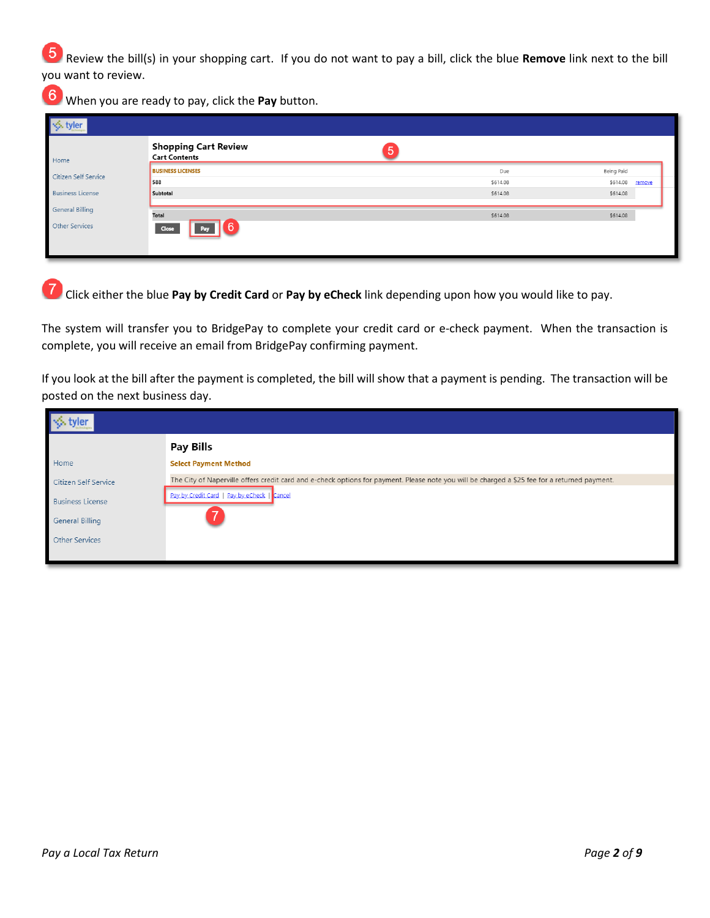5 Review the bill(s) in your shopping cart. If you do not want to pay a bill, click the blue **Remove** link next to the bill you want to review.

6 When you are ready to pay, click the **Pay** button.

**Shopping Cart Review**

**Cart Contents**

| BUSINESS LICENSES | Due | Being Paid | |
|---|---|---|---|
| 588 | $614.08 | $614.08 | remove |
| Subtotal | $614.08 | $614.08 | |
| Total | $614.08 | $614.08 | |

Close | Pay

7 Click either the blue **Pay by Credit Card** or **Pay by eCheck** link depending upon how you would like to pay.

The system will transfer you to BridgePay to complete your credit card or e-check payment. When the transaction is complete, you will receive an email from BridgePay confirming payment.

If you look at the bill after the payment is completed, the bill will show that a payment is pending. The transaction will be posted on the next business day.

**Pay Bills**

**Select Payment Method**

The City of Naperville offers credit card and e-check options for payment. Please note you will be charged a $25 fee for a returned payment.

Pay by Credit Card | Pay by eCheck | Cancel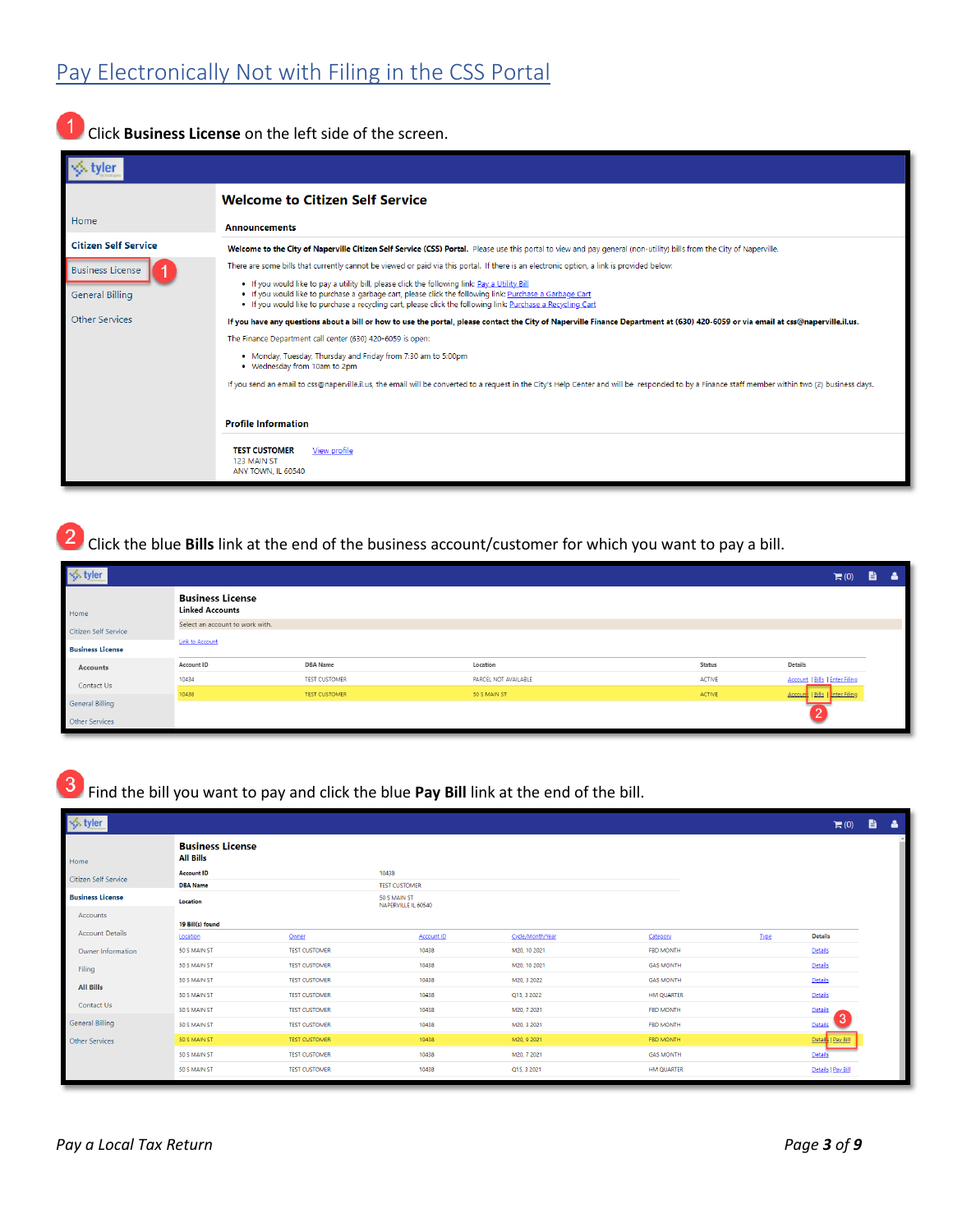## Pay Electronically Not with Filing in the CSS Portal

1. Click **Business License** on the left side of the screen.

Home

Citizen Self Service

Business License

General Billing

Other Services

**Welcome to Citizen Self Service**

**Announcements**

**Welcome to the City of Naperville Citizen Self Service (CSS) Portal.** Please use this portal to view and pay general (non-utility) bills from the City of Naperville.

There are some bills that currently cannot be viewed or paid via this portal. If there is an electronic option, a link is provided below:

- If you would like to pay a utility bill, please click the following link: Pay a Utility Bill
- If you would like to purchase a garbage cart, please click the following link: Purchase a Garbage Cart
- If you would like to purchase a recycling cart, please click the following link: Purchase a Recycling Cart

**If you have any questions about a bill or how to use the portal, please contact the City of Naperville Finance Department at (630) 420-6059 or via email at css@naperville.il.us.**

The Finance Department call center (630) 420-6059 is open:

- Monday, Tuesday, Thursday and Friday from 7:30 am to 5:00pm
- Wednesday from 10am to 2pm

If you send an email to css@naperville.il.us, the email will be converted to a request in the City's Help Center and will be responded to by a Finance staff member within two (2) business days.

**Profile Information**

TEST CUSTOMER View profile
123 MAIN ST
ANY TOWN, IL 60540

2. Click the blue **Bills** link at the end of the business account/customer for which you want to pay a bill.

**Business License**
**Linked Accounts**

Select an account to work with.

Link to Account

| Account ID | DBA Name | Location | Status | Details |
|---|---|---|---|---|
| 10434 | TEST CUSTOMER | PARCEL NOT AVAILABLE | ACTIVE | Account \| Bills \| Enter Filing |
| 10438 | TEST CUSTOMER | 50 S MAIN ST | ACTIVE | Account \| Bills \| Enter Filing |

3. Find the bill you want to pay and click the blue **Pay Bill** link at the end of the bill.

**Business License**
**All Bills**

| | |
|---|---|
| Account ID | 10438 |
| DBA Name | TEST CUSTOMER |
| Location | 50 S MAIN ST NAPERVILLE IL 60540 |

19 Bill(s) found

| Location | Owner | Account ID | Cycle/Month/Year | Category | Type | Details |
|---|---|---|---|---|---|---|
| 50 S MAIN ST | TEST CUSTOMER | 10438 | M20, 10 2021 | FBD MONTH | | Details |
| 50 S MAIN ST | TEST CUSTOMER | 10438 | M20, 10 2021 | GAS MONTH | | Details |
| 50 S MAIN ST | TEST CUSTOMER | 10438 | M20, 3 2022 | GAS MONTH | | Details |
| 50 S MAIN ST | TEST CUSTOMER | 10438 | Q15, 3 2022 | HM QUARTER | | Details |
| 50 S MAIN ST | TEST CUSTOMER | 10438 | M20, 7 2021 | FBD MONTH | | Details |
| 50 S MAIN ST | TEST CUSTOMER | 10438 | M20, 3 2021 | FBD MONTH | | Details |
| 50 S MAIN ST | TEST CUSTOMER | 10438 | M20, 9 2021 | FBD MONTH | | Details \| Pay Bill |
| 50 S MAIN ST | TEST CUSTOMER | 10438 | M20, 7 2021 | GAS MONTH | | Details |
| 50 S MAIN ST | TEST CUSTOMER | 10438 | Q15, 3 2021 | HM QUARTER | | Details \| Pay Bill |

*Pay a Local Tax Return*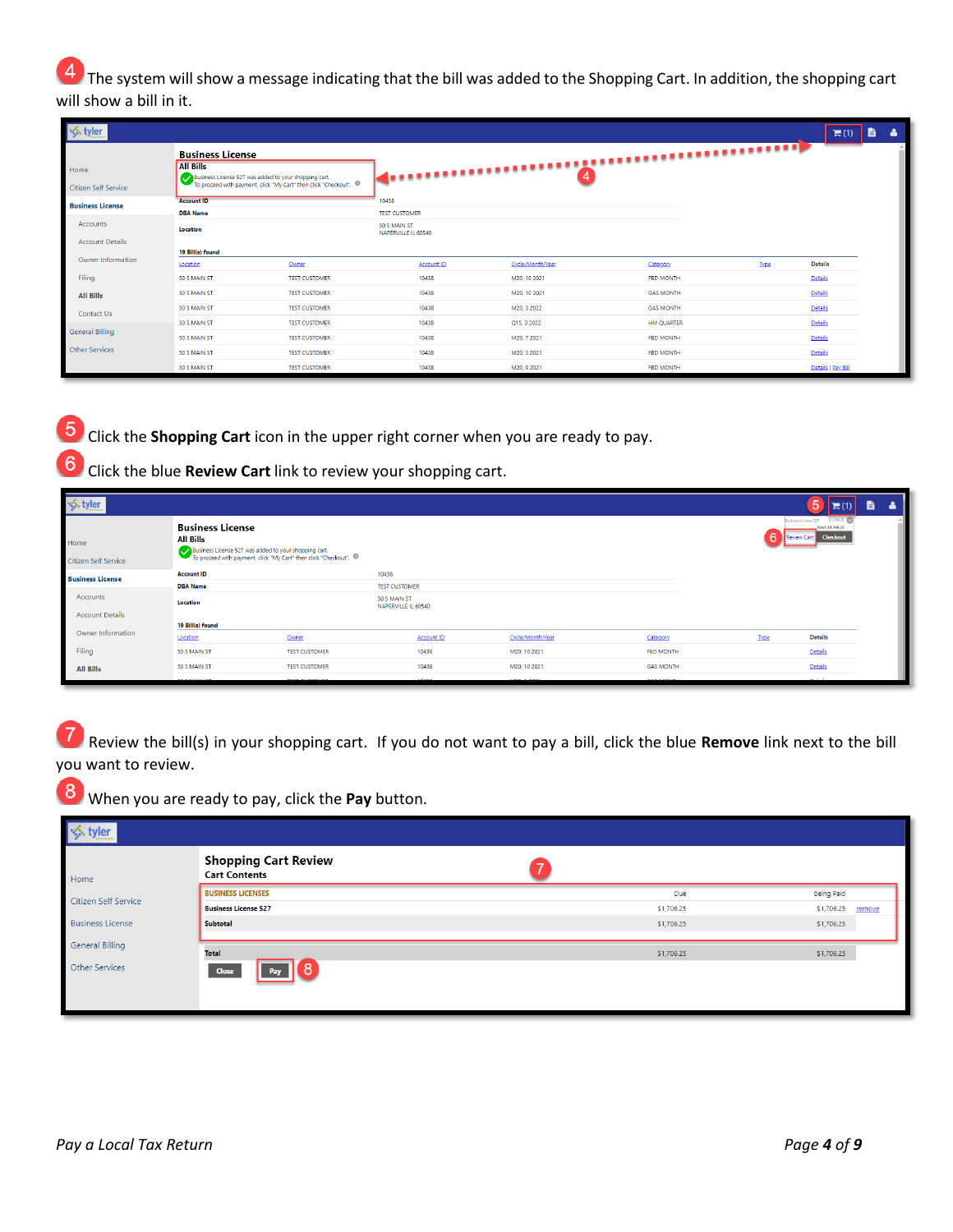4 The system will show a message indicating that the bill was added to the Shopping Cart. In addition, the shopping cart will show a bill in it.

5 Click the **Shopping Cart** icon in the upper right corner when you are ready to pay.

6 Click the blue **Review Cart** link to review your shopping cart.

7 Review the bill(s) in your shopping cart. If you do not want to pay a bill, click the blue **Remove** link next to the bill you want to review.

8 When you are ready to pay, click the **Pay** button.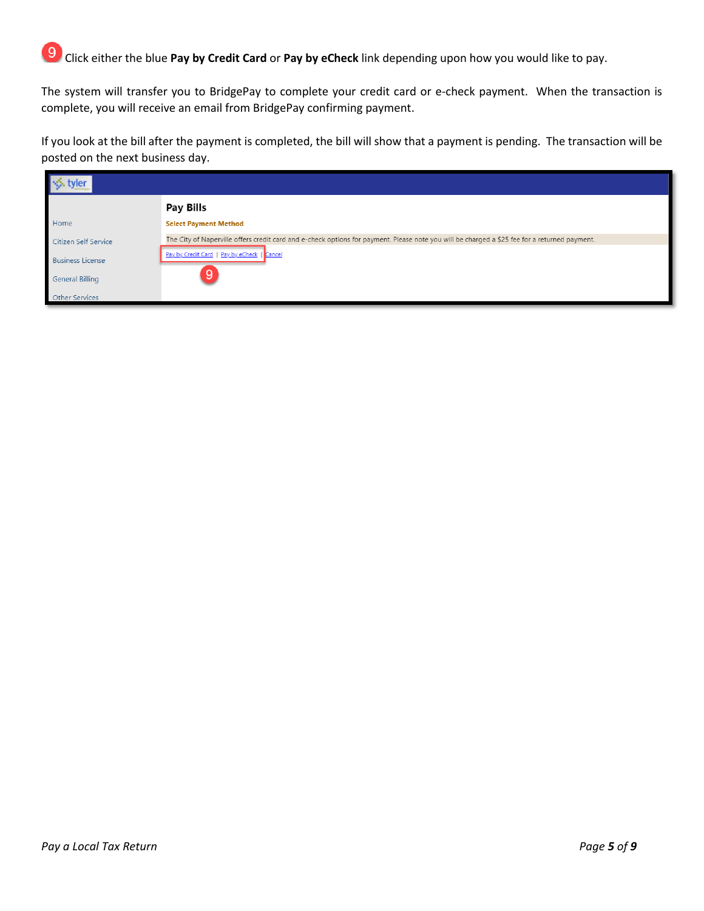9 Click either the blue **Pay by Credit Card** or **Pay by eCheck** link depending upon how you would like to pay.

The system will transfer you to BridgePay to complete your credit card or e-check payment. When the transaction is complete, you will receive an email from BridgePay confirming payment.

If you look at the bill after the payment is completed, the bill will show that a payment is pending. The transaction will be posted on the next business day.

tyler

Home

Citizen Self Service

Business License

General Billing

Other Services

**Pay Bills**

**Select Payment Method**

The City of Naperville offers credit card and e-check options for payment. Please note you will be charged a $25 fee for a returned payment.

Pay by Credit Card | Pay by eCheck | Cancel

9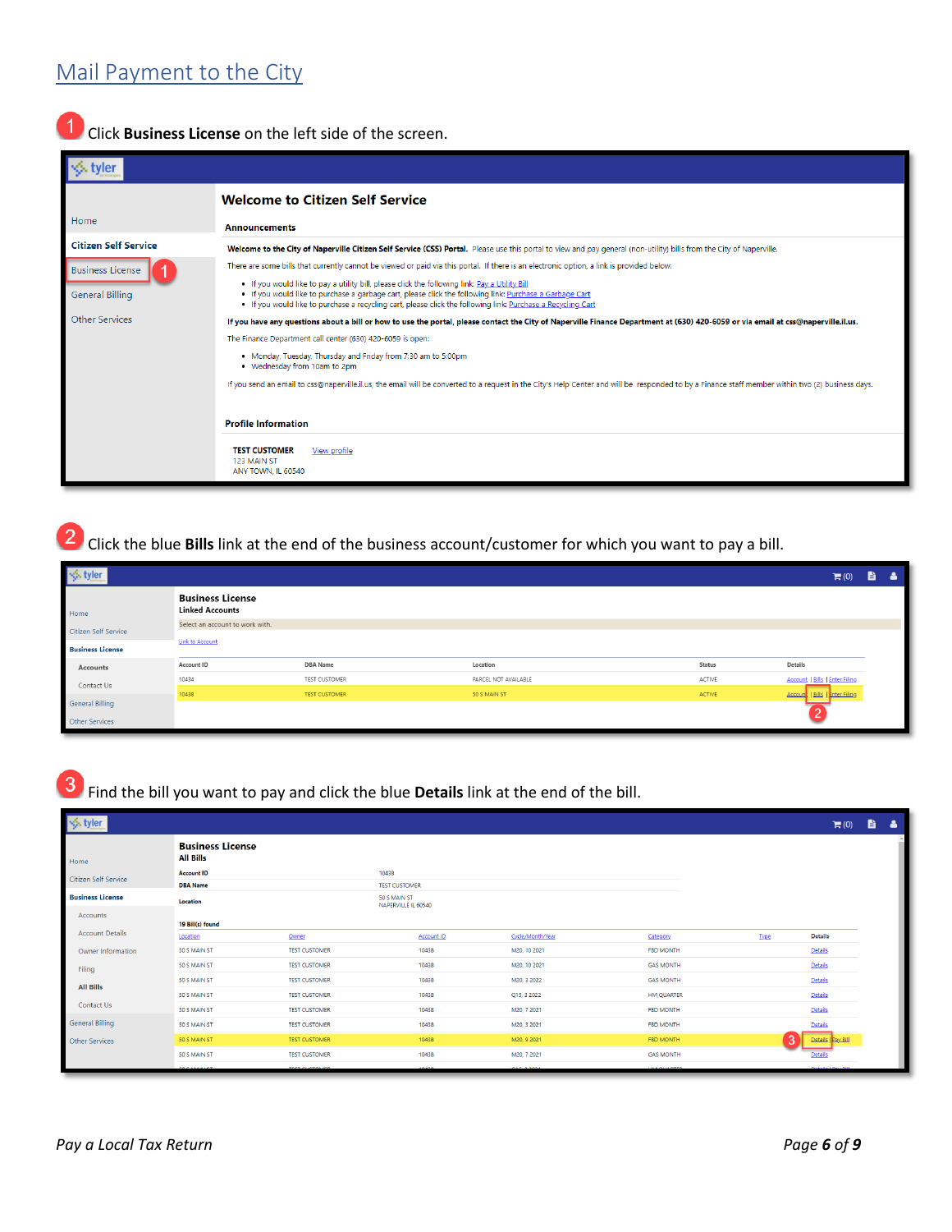## Mail Payment to the City

1 Click **Business License** on the left side of the screen.

**Welcome to Citizen Self Service**

**Announcements**

**Welcome to the City of Naperville Citizen Self Service (CSS) Portal.** Please use this portal to view and pay general (non-utility) bills from the City of Naperville.

There are some bills that currently cannot be viewed or paid via this portal. If there is an electronic option, a link is provided below:

- If you would like to pay a utility bill, please click the following link: Pay a Utility Bill
- If you would like to purchase a garbage cart, please click the following link: Purchase a Garbage Cart
- If you would like to purchase a recycling cart, please click the following link: Purchase a Recycling Cart

**If you have any questions about a bill or how to use the portal, please contact the City of Naperville Finance Department at (630) 420-6059 or via email at css@naperville.il.us.**

The Finance Department call center (630) 420-6059 is open:

- Monday, Tuesday, Thursday and Friday from 7:30 am to 5:00pm
- Wednesday from 10am to 2pm

If you send an email to css@naperville.il.us, the email will be converted to a request in the City's Help Center and will be responded to by a Finance staff member within two (2) business days.

**Profile Information**

TEST CUSTOMER View profile
123 MAIN ST
ANY TOWN, IL 60540

2 Click the blue **Bills** link at the end of the business account/customer for which you want to pay a bill.

**Business License**
**Linked Accounts**

Select an account to work with.

Link to Account

| Account ID | DBA Name | Location | Status | Details |
|---|---|---|---|---|
| 10434 | TEST CUSTOMER | PARCEL NOT AVAILABLE | ACTIVE | Account \| Bills \| Enter Filing |
| 10438 | TEST CUSTOMER | 50 S MAIN ST | ACTIVE | Account \| Bills \| Enter Filing |

3 Find the bill you want to pay and click the blue **Details** link at the end of the bill.

**Business License**
**All Bills**

| | |
|---|---|
| Account ID | 10438 |
| DBA Name | TEST CUSTOMER |
| Location | 50 S MAIN ST NAPERVILLE IL 60540 |

19 Bill(s) found

| Location | Owner | Account ID | Cycle/Month/Year | Category | Type | Details |
|---|---|---|---|---|---|---|
| 50 S MAIN ST | TEST CUSTOMER | 10438 | M20, 10 2021 | FBD MONTH | | Details |
| 50 S MAIN ST | TEST CUSTOMER | 10438 | M20, 10 2021 | GAS MONTH | | Details |
| 50 S MAIN ST | TEST CUSTOMER | 10438 | M20, 3 2022 | GAS MONTH | | Details |
| 50 S MAIN ST | TEST CUSTOMER | 10438 | Q13, 3 2022 | HM QUARTER | | Details |
| 50 S MAIN ST | TEST CUSTOMER | 10438 | M20, 7 2021 | FBD MONTH | | Details |
| 50 S MAIN ST | TEST CUSTOMER | 10438 | M20, 3 2021 | FBD MONTH | | Details |
| 50 S MAIN ST | TEST CUSTOMER | 10438 | M20, 9 2021 | FBD MONTH | | Details \| Pay Bill |
| 50 S MAIN ST | TEST CUSTOMER | 10438 | M20, 7 2021 | GAS MONTH | | Details |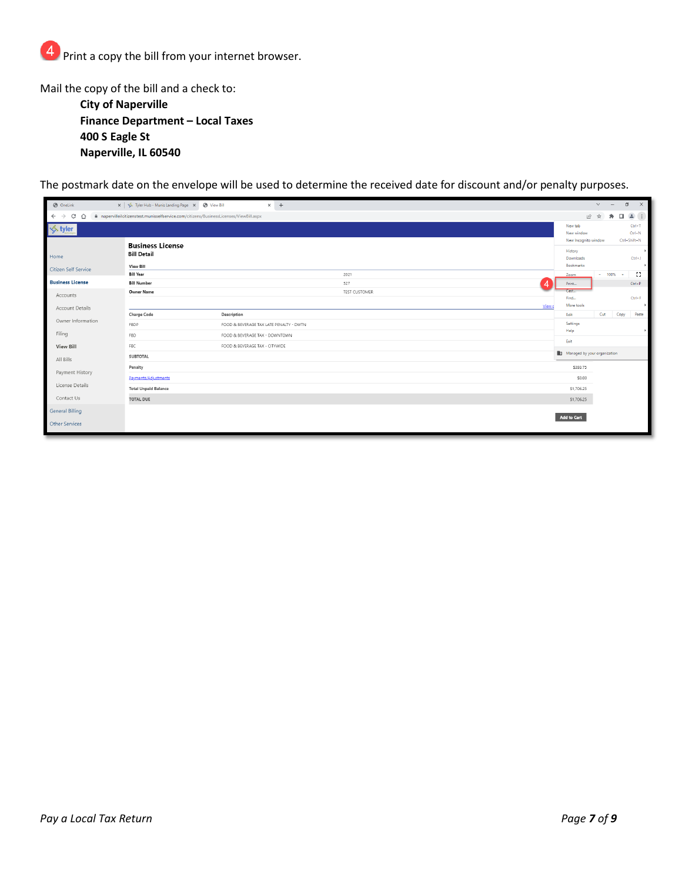4 Print a copy the bill from your internet browser.

Mail the copy of the bill and a check to:

**City of Naperville**
**Finance Department – Local Taxes**
**400 S Eagle St**
**Naperville, IL 60540**

The postmark date on the envelope will be used to determine the received date for discount and/or penalty purposes.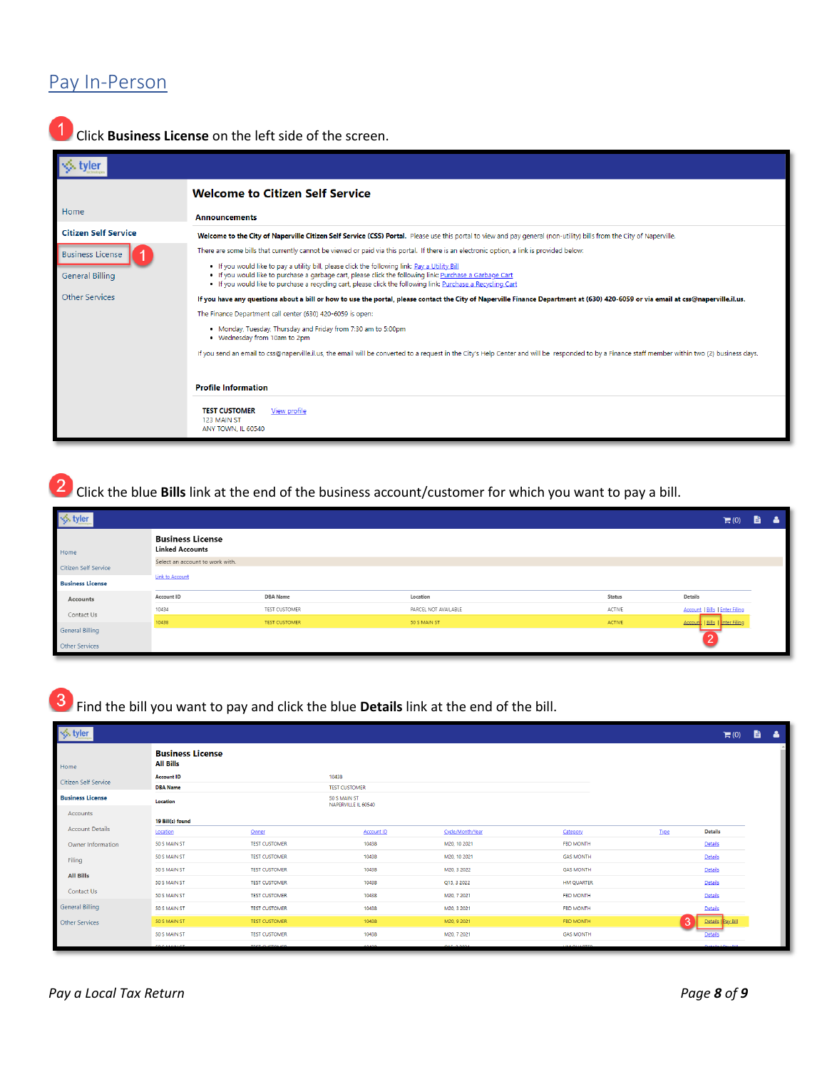## Pay In-Person

1. Click **Business License** on the left side of the screen.

2. Click the blue **Bills** link at the end of the business account/customer for which you want to pay a bill.

3. Find the bill you want to pay and click the blue **Details** link at the end of the bill.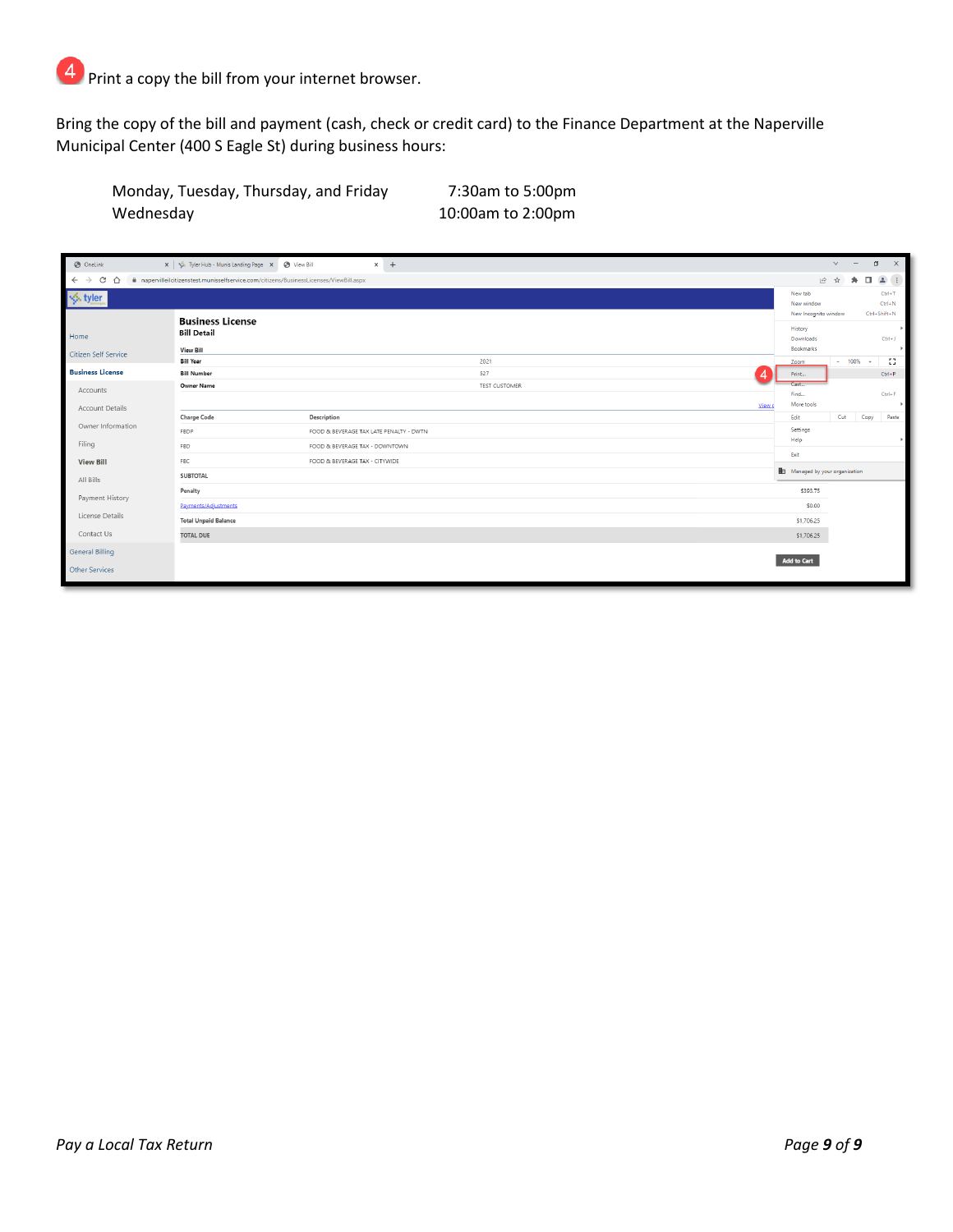4 Print a copy the bill from your internet browser.

Bring the copy of the bill and payment (cash, check or credit card) to the Finance Department at the Naperville Municipal Center (400 S Eagle St) during business hours:

| | |
|---|---|
| Monday, Tuesday, Thursday, and Friday | 7:30am to 5:00pm |
| Wednesday | 10:00am to 2:00pm |